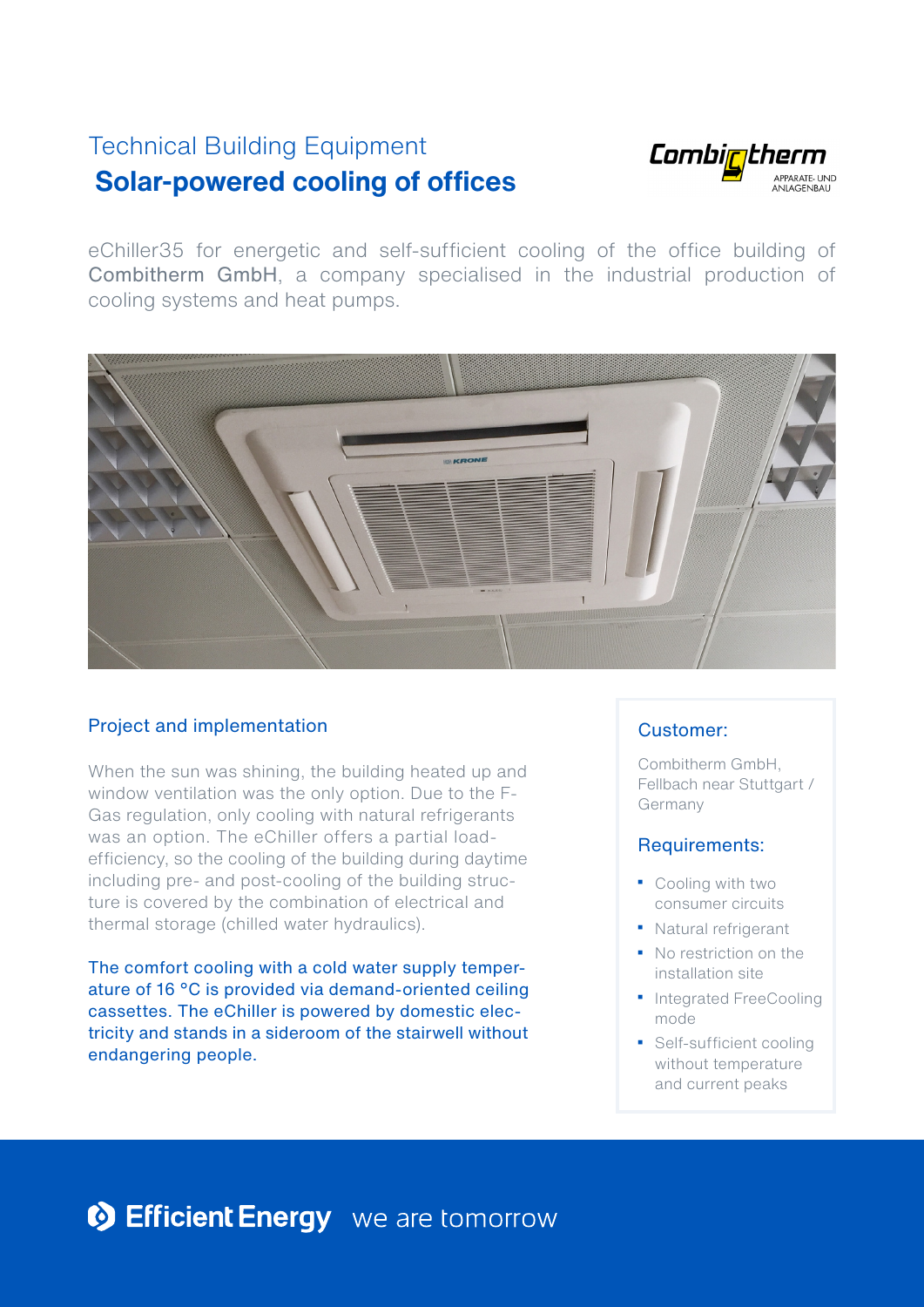Technical Building Equipment

# Solar-powered cooling of offices

Combitherm APPARATE- UND ANLAGENBAU

eChiller35 for energetic and self-sufficient cooling of the office building of Combitherm GmbH, a company specialised in the industrial production of cooling systems and heat pumps.

## Project and implementation

When the sun was shining, the building heated up and window ventilation was the only option. Due to the F-Gas regulation, only cooling with natural refrigerants was an option. The eChiller offers a partial load-efficiency, so the cooling of the building during daytime including pre- and post-cooling of the building structure is covered by the combination of electrical and thermal storage (chilled water hydraulics).

The comfort cooling with a cold water supply temperature of 16 °C is provided via demand-oriented ceiling cassettes. The eChiller is powered by domestic electricity and stands in a sideroom of the stairwell without endangering people.

### Customer:

Combitherm GmbH, Fellbach near Stuttgart / Germany

### Requirements:

- Cooling with two consumer circuits
- Natural refrigerant
- No restriction on the installation site
- Integrated FreeCooling mode
- Self-sufficient cooling without temperature and current peaks

**Efficient Energy** we are tomorrow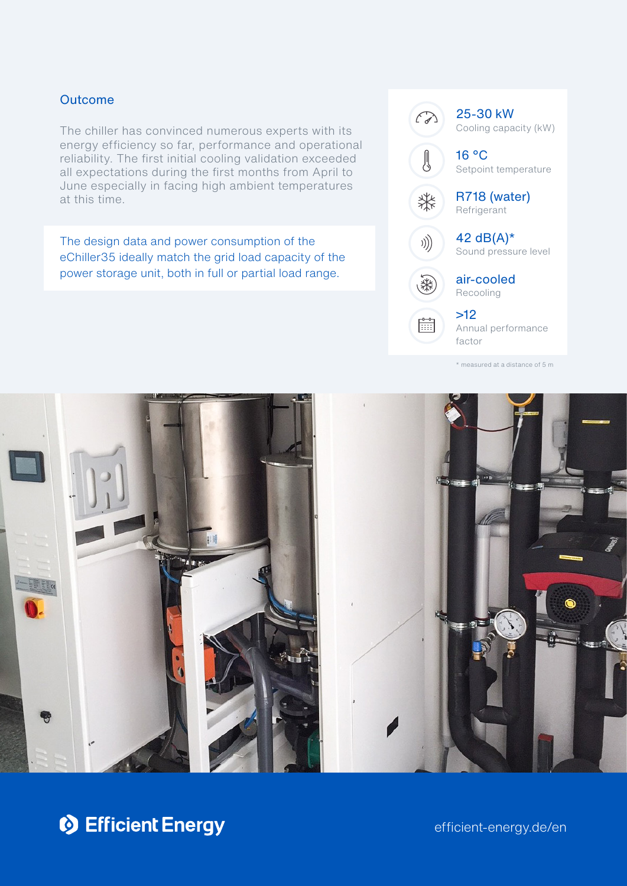## Outcome

The chiller has convinced numerous experts with its energy efficiency so far, performance and operational reliability. The first initial cooling validation exceeded all expectations during the first months from April to June especially in facing high ambient temperatures at this time.

The design data and power consumption of the eChiller35 ideally match the grid load capacity of the power storage unit, both in full or partial load range.

**25-30 kW**
Cooling capacity (kW)

**16 °C**
Setpoint temperature

**R718 (water)**
Refrigerant

**42 dB(A)***
Sound pressure level

**air-cooled**
Recooling

**>12**
Annual performance factor

* measured at a distance of 5 m

Efficient Energy

efficient-energy.de/en